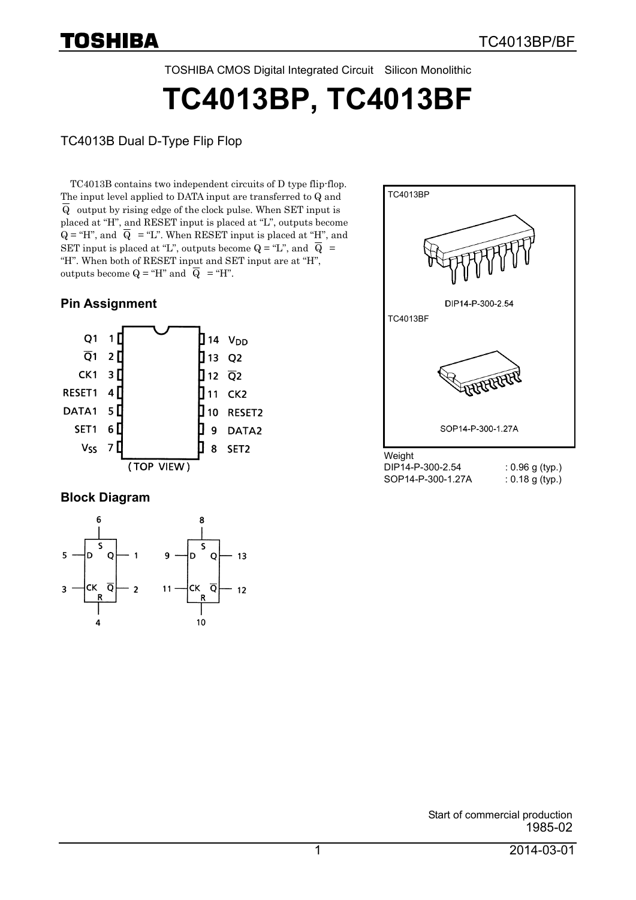TOSHIBA CMOS Digital Integrated Circuit Silicon Monolithic

# TC4013BP, TC4013BF

TC4013B Dual D-Type Flip Flop

TC4013B contains two independent circuits of D type flip-flop. The input level applied to DATA input are transferred to Q and $\overline{Q}$ output by rising edge of the clock pulse. When SET input is placed at "H", and RESET input is placed at "L", outputs become Q = "H", and $\overline{Q}$ = "L". When RESET input is placed at "H", and SET input is placed at "L", outputs become Q = "L", and $\overline{Q}$ = "H". When both of RESET input and SET input are at "H", outputs become Q = "H" and $\overline{Q}$ = "H".

TC4013BP

DIP14-P-300-2.54

TC4013BF

SOP14-P-300-1.27A

Weight

| | |
|---|---|
| DIP14-P-300-2.54 | : 0.96 g (typ.) |
| SOP14-P-300-1.27A | : 0.18 g (typ.) |

## Pin Assignment

| Pin | Name | Pin | Name |
|---|---|---|---|
| 1 | Q1 | 14 | $V_{DD}$ |
| 2 | $\overline{Q1}$ | 13 | Q2 |
| 3 | CK1 | 12 | $\overline{Q2}$ |
| 4 | RESET1 | 11 | CK2 |
| 5 | DATA1 | 10 | RESET2 |
| 6 | SET1 | 9 | DATA2 |
| 7 | $V_{SS}$ | 8 | SET2 |

(TOP VIEW)

## Block Diagram

| Flip-flop | D | CK | S | R | Q | $\overline{Q}$ |
|---|---|---|---|---|---|---|
| 1 | 5 | 3 | 6 | 4 | 1 | 2 |
| 2 | 9 | 11 | 8 | 10 | 13 | 12 |

Start of commercial production
1985-02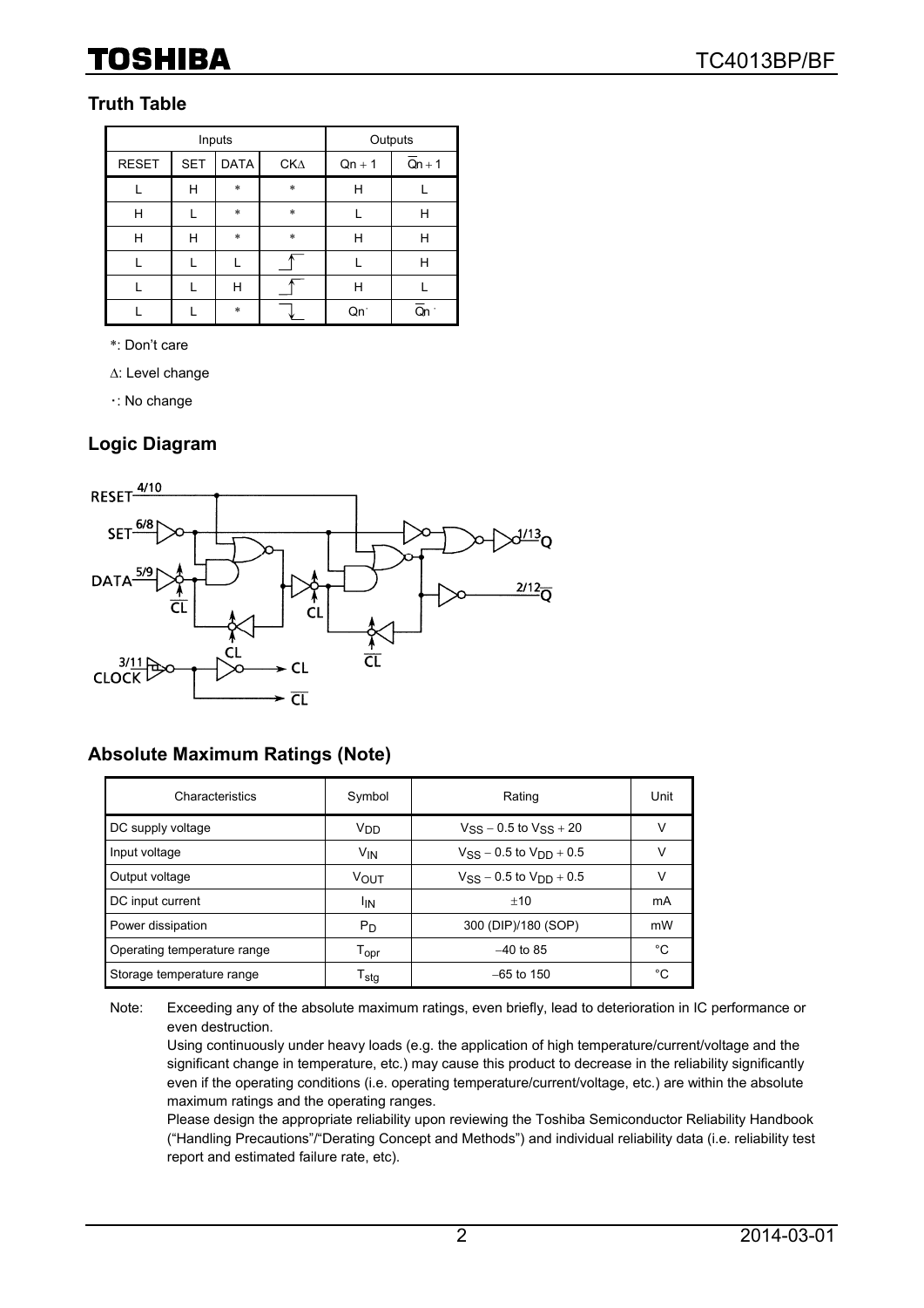## Truth Table

| Inputs | | | | Outputs | |
|---|---|---|---|---|---|
| RESET | SET | DATA | CKΔ | Qn + 1 | $\overline{Q}$n + 1 |
| L | H | * | * | H | L |
| H | L | * | * | L | H |
| H | H | * | * | H | H |
| L | L | L | ↑ | L | H |
| L | L | H | ↑ | H | L |
| L | L | * | ↓ | Qn· | $\overline{Q}$n · |

*: Don't care

Δ: Level change

·: No change

## Logic Diagram

## Absolute Maximum Ratings (Note)

| Characteristics | Symbol | Rating | Unit |
|---|---|---|---|
| DC supply voltage | $V_{DD}$ | $V_{SS}$ − 0.5 to $V_{SS}$ + 20 | V |
| Input voltage | $V_{IN}$ | $V_{SS}$ − 0.5 to $V_{DD}$ + 0.5 | V |
| Output voltage | $V_{OUT}$ | $V_{SS}$ − 0.5 to $V_{DD}$ + 0.5 | V |
| DC input current | $I_{IN}$ | ±10 | mA |
| Power dissipation | $P_D$ | 300 (DIP)/180 (SOP) | mW |
| Operating temperature range | $T_{opr}$ | −40 to 85 | °C |
| Storage temperature range | $T_{stg}$ | −65 to 150 | °C |

Note: Exceeding any of the absolute maximum ratings, even briefly, lead to deterioration in IC performance or even destruction.
Using continuously under heavy loads (e.g. the application of high temperature/current/voltage and the significant change in temperature, etc.) may cause this product to decrease in the reliability significantly even if the operating conditions (i.e. operating temperature/current/voltage, etc.) are within the absolute maximum ratings and the operating ranges.
Please design the appropriate reliability upon reviewing the Toshiba Semiconductor Reliability Handbook ("Handling Precautions"/"Derating Concept and Methods") and individual reliability data (i.e. reliability test report and estimated failure rate, etc).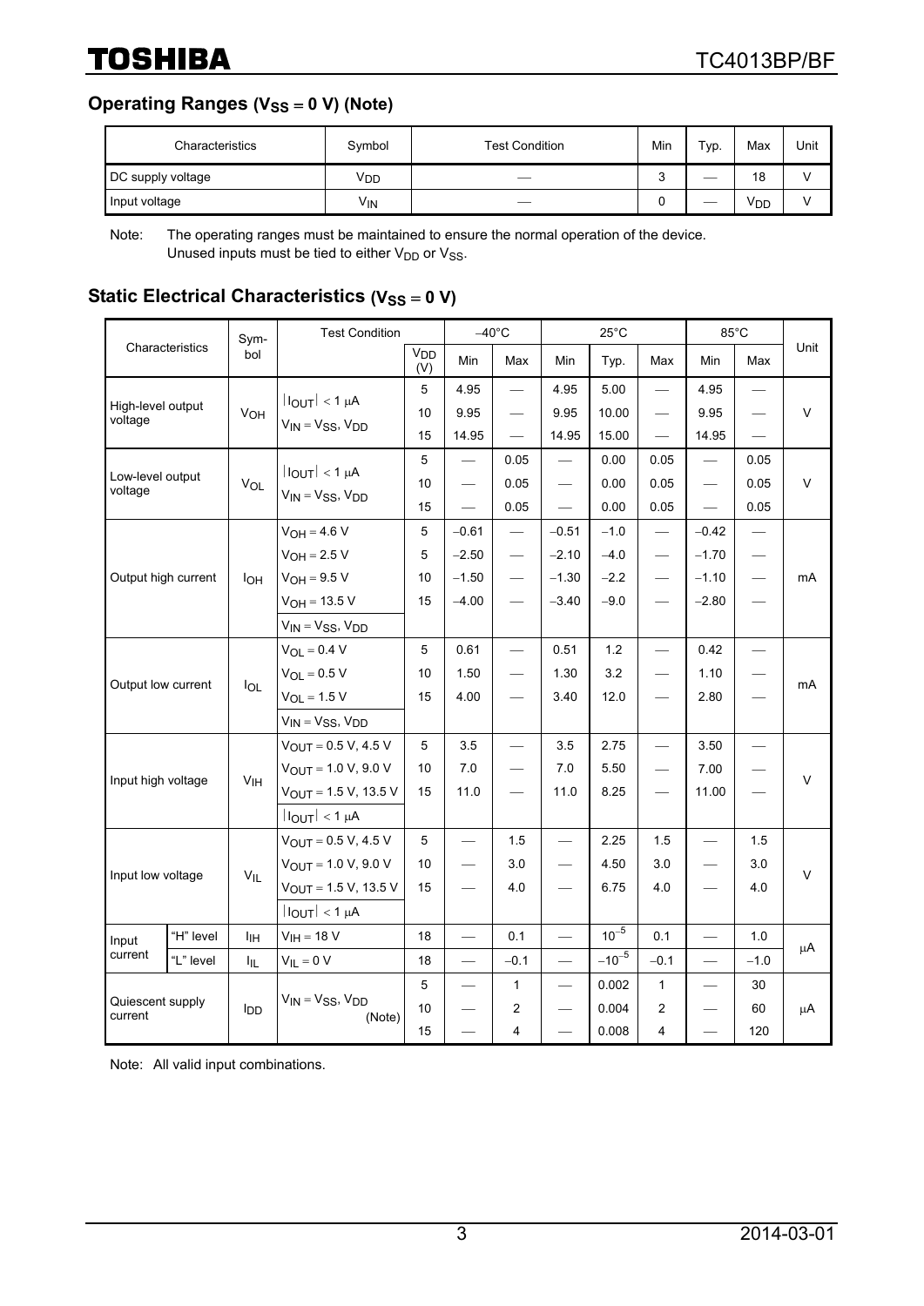## Operating Ranges ($V_{SS}$ = 0 V) (Note)

| Characteristics | Symbol | Test Condition | Min | Typ. | Max | Unit |
|---|---|---|---|---|---|---|
| DC supply voltage | $V_{DD}$ | — | 3 | — | 18 | V |
| Input voltage | $V_{IN}$ | — | 0 | — | $V_{DD}$ | V |

Note: The operating ranges must be maintained to ensure the normal operation of the device.
Unused inputs must be tied to either $V_{DD}$ or $V_{SS}$.

## Static Electrical Characteristics ($V_{SS}$ = 0 V)

| Characteristics | | Symbol | Test Condition | $V_{DD}$ (V) | −40°C Min | −40°C Max | 25°C Min | 25°C Typ. | 25°C Max | 85°C Min | 85°C Max | Unit |
|---|---|---|---|---|---|---|---|---|---|---|---|---|
| High-level output voltage | | $V_{OH}$ | $\lvert I_{OUT}\rvert < 1\ \mu A$, $V_{IN} = V_{SS}, V_{DD}$ | 5 | 4.95 | — | 4.95 | 5.00 | — | 4.95 | — | V |
| | | | | 10 | 9.95 | — | 9.95 | 10.00 | — | 9.95 | — | |
| | | | | 15 | 14.95 | — | 14.95 | 15.00 | — | 14.95 | — | |
| Low-level output voltage | | $V_{OL}$ | $\lvert I_{OUT}\rvert < 1\ \mu A$, $V_{IN} = V_{SS}, V_{DD}$ | 5 | — | 0.05 | — | 0.00 | 0.05 | — | 0.05 | V |
| | | | | 10 | — | 0.05 | — | 0.00 | 0.05 | — | 0.05 | |
| | | | | 15 | — | 0.05 | — | 0.00 | 0.05 | — | 0.05 | |
| Output high current | | $I_{OH}$ | $V_{OH}$ = 4.6 V | 5 | −0.61 | — | −0.51 | −1.0 | — | −0.42 | — | mA |
| | | | $V_{OH}$ = 2.5 V | 5 | −2.50 | — | −2.10 | −4.0 | — | −1.70 | — | |
| | | | $V_{OH}$ = 9.5 V | 10 | −1.50 | — | −1.30 | −2.2 | — | −1.10 | — | |
| | | | $V_{OH}$ = 13.5 V | 15 | −4.00 | — | −3.40 | −9.0 | — | −2.80 | — | |
| | | | $V_{IN} = V_{SS}, V_{DD}$ | | | | | | | | | |
| Output low current | | $I_{OL}$ | $V_{OL}$ = 0.4 V | 5 | 0.61 | — | 0.51 | 1.2 | — | 0.42 | — | mA |
| | | | $V_{OL}$ = 0.5 V | 10 | 1.50 | — | 1.30 | 3.2 | — | 1.10 | — | |
| | | | $V_{OL}$ = 1.5 V | 15 | 4.00 | — | 3.40 | 12.0 | — | 2.80 | — | |
| | | | $V_{IN} = V_{SS}, V_{DD}$ | | | | | | | | | |
| Input high voltage | | $V_{IH}$ | $V_{OUT}$ = 0.5 V, 4.5 V | 5 | 3.5 | — | 3.5 | 2.75 | — | 3.50 | — | V |
| | | | $V_{OUT}$ = 1.0 V, 9.0 V | 10 | 7.0 | — | 7.0 | 5.50 | — | 7.00 | — | |
| | | | $V_{OUT}$ = 1.5 V, 13.5 V | 15 | 11.0 | — | 11.0 | 8.25 | — | 11.00 | — | |
| | | | $\lvert I_{OUT}\rvert < 1\ \mu A$ | | | | | | | | | |
| Input low voltage | | $V_{IL}$ | $V_{OUT}$ = 0.5 V, 4.5 V | 5 | — | 1.5 | — | 2.25 | 1.5 | — | 1.5 | V |
| | | | $V_{OUT}$ = 1.0 V, 9.0 V | 10 | — | 3.0 | — | 4.50 | 3.0 | — | 3.0 | |
| | | | $V_{OUT}$ = 1.5 V, 13.5 V | 15 | — | 4.0 | — | 6.75 | 4.0 | — | 4.0 | |
| | | | $\lvert I_{OUT}\rvert < 1\ \mu A$ | | | | | | | | | |
| Input current | "H" level | $I_{IH}$ | $V_{IH}$ = 18 V | 18 | — | 0.1 | — | $10^{-5}$ | 0.1 | — | 1.0 | μA |
| | "L" level | $I_{IL}$ | $V_{IL}$ = 0 V | 18 | — | −0.1 | — | $-10^{-5}$ | −0.1 | — | −1.0 | |
| Quiescent supply current | | $I_{DD}$ | $V_{IN} = V_{SS}, V_{DD}$ (Note) | 5 | — | 1 | — | 0.002 | 1 | — | 30 | μA |
| | | | | 10 | — | 2 | — | 0.004 | 2 | — | 60 | |
| | | | | 15 | — | 4 | — | 0.008 | 4 | — | 120 | |

Note: All valid input combinations.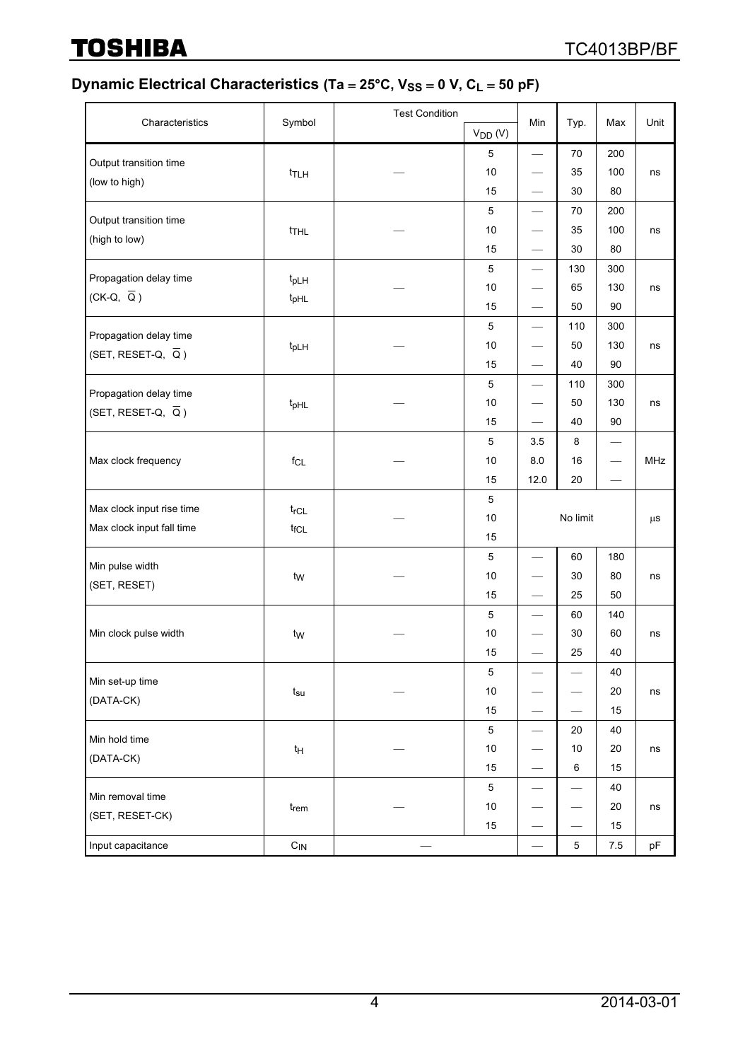## Dynamic Electrical Characteristics (Ta = 25°C, $V_{SS}$ = 0 V, $C_L$ = 50 pF)

| Characteristics | Symbol | Test Condition | | Min | Typ. | Max | Unit |
|---|---|---|---|---|---|---|---|
| | | | $V_{DD}$ (V) | | | | |
| Output transition time (low to high) | $t_{TLH}$ | — | 5 | — | 70 | 200 | ns |
| | | | 10 | — | 35 | 100 | |
| | | | 15 | — | 30 | 80 | |
| Output transition time (high to low) | $t_{THL}$ | — | 5 | — | 70 | 200 | ns |
| | | | 10 | — | 35 | 100 | |
| | | | 15 | — | 30 | 80 | |
| Propagation delay time (CK-Q, $\overline{Q}$) | $t_{pLH}$ $t_{pHL}$ | — | 5 | — | 130 | 300 | ns |
| | | | 10 | — | 65 | 130 | |
| | | | 15 | — | 50 | 90 | |
| Propagation delay time (SET, RESET-Q, $\overline{Q}$) | $t_{pLH}$ | — | 5 | — | 110 | 300 | ns |
| | | | 10 | — | 50 | 130 | |
| | | | 15 | — | 40 | 90 | |
| Propagation delay time (SET, RESET-Q, $\overline{Q}$) | $t_{pHL}$ | — | 5 | — | 110 | 300 | ns |
| | | | 10 | — | 50 | 130 | |
| | | | 15 | — | 40 | 90 | |
| Max clock frequency | $f_{CL}$ | — | 5 | 3.5 | 8 | — | MHz |
| | | | 10 | 8.0 | 16 | — | |
| | | | 15 | 12.0 | 20 | — | |
| Max clock input rise time / Max clock input fall time | $t_{rCL}$ $t_{fCL}$ | — | 5 | No limit | | | μs |
| | | | 10 | | | | |
| | | | 15 | | | | |
| Min pulse width (SET, RESET) | $t_W$ | — | 5 | — | 60 | 180 | ns |
| | | | 10 | — | 30 | 80 | |
| | | | 15 | — | 25 | 50 | |
| Min clock pulse width | $t_W$ | — | 5 | — | 60 | 140 | ns |
| | | | 10 | — | 30 | 60 | |
| | | | 15 | — | 25 | 40 | |
| Min set-up time (DATA-CK) | $t_{su}$ | — | 5 | — | — | 40 | ns |
| | | | 10 | — | — | 20 | |
| | | | 15 | — | — | 15 | |
| Min hold time (DATA-CK) | $t_H$ | — | 5 | — | 20 | 40 | ns |
| | | | 10 | — | 10 | 20 | |
| | | | 15 | — | 6 | 15 | |
| Min removal time (SET, RESET-CK) | $t_{rem}$ | — | 5 | — | — | 40 | ns |
| | | | 10 | — | — | 20 | |
| | | | 15 | — | — | 15 | |
| Input capacitance | $C_{IN}$ | — | | — | 5 | 7.5 | pF |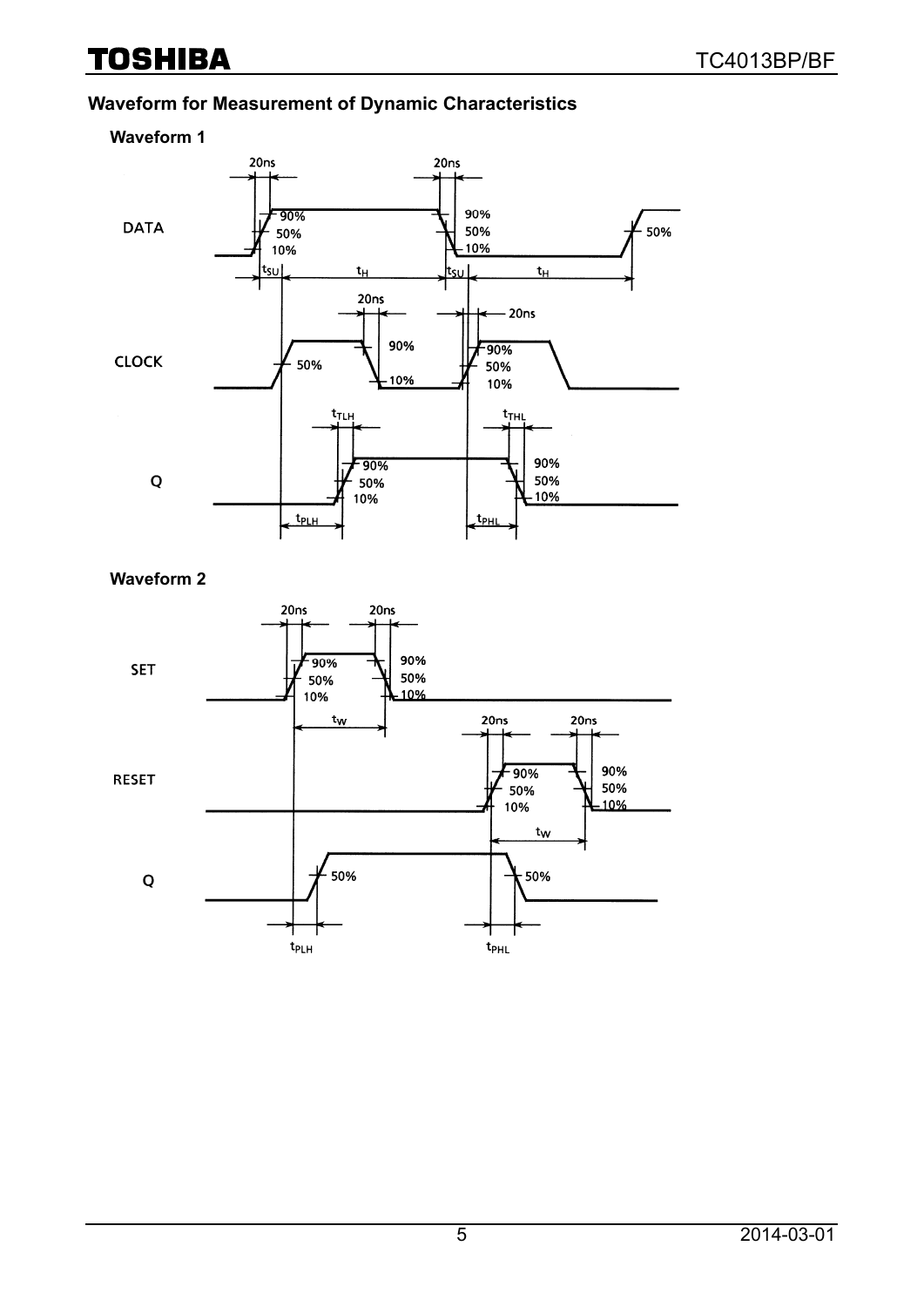## Waveform for Measurement of Dynamic Characteristics

### Waveform 1

### Waveform 2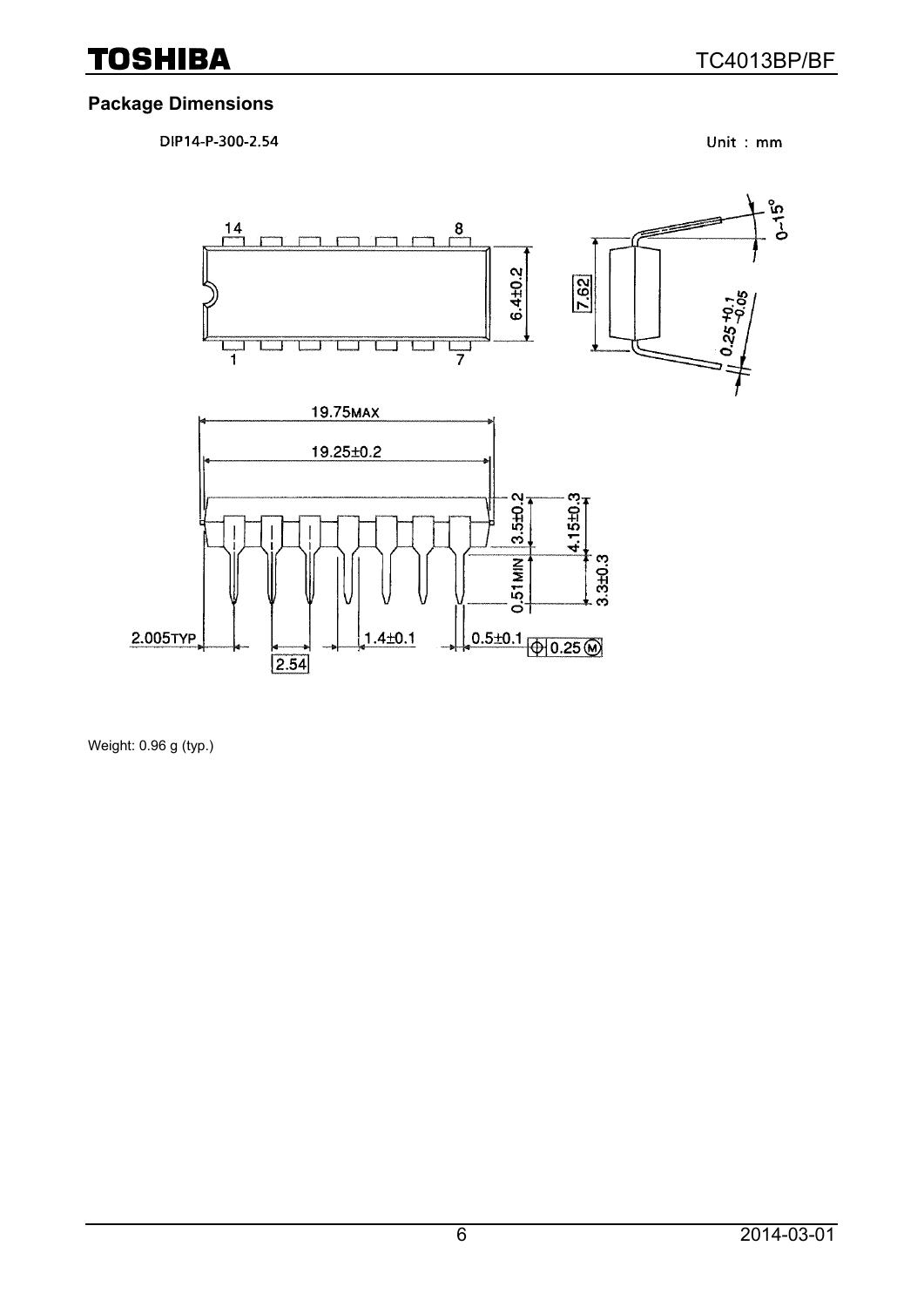## Package Dimensions

DIP14-P-300-2.54

Unit : mm

Weight: 0.96 g (typ.)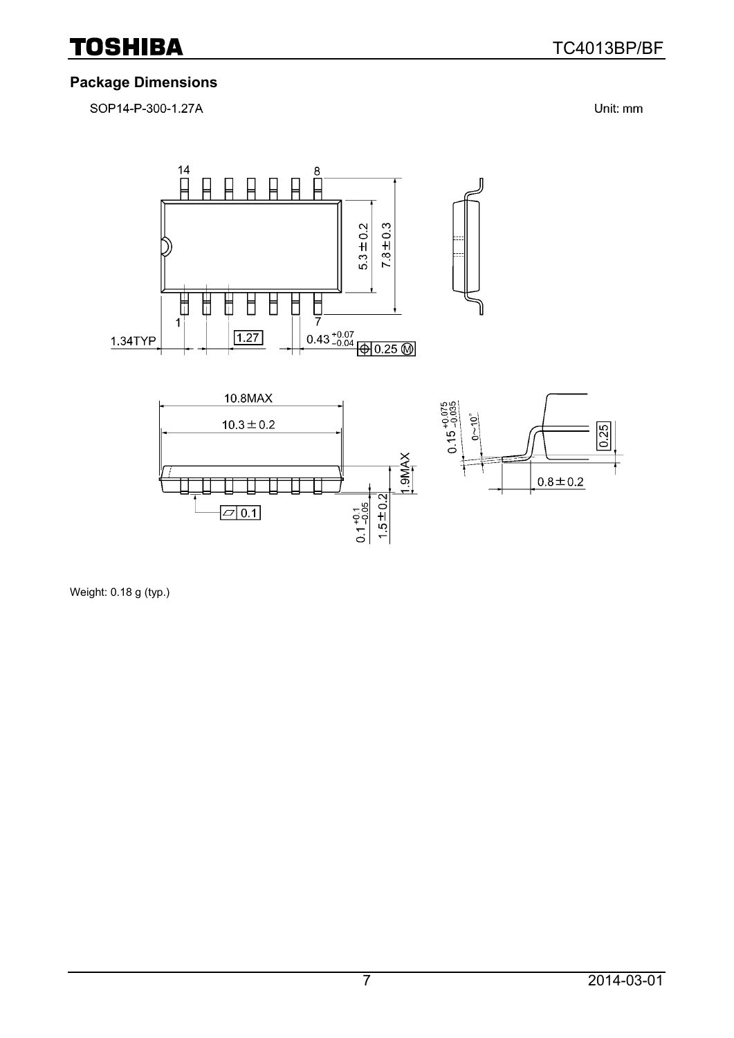## Package Dimensions

SOP14-P-300-1.27A

Unit: mm

Weight: 0.18 g (typ.)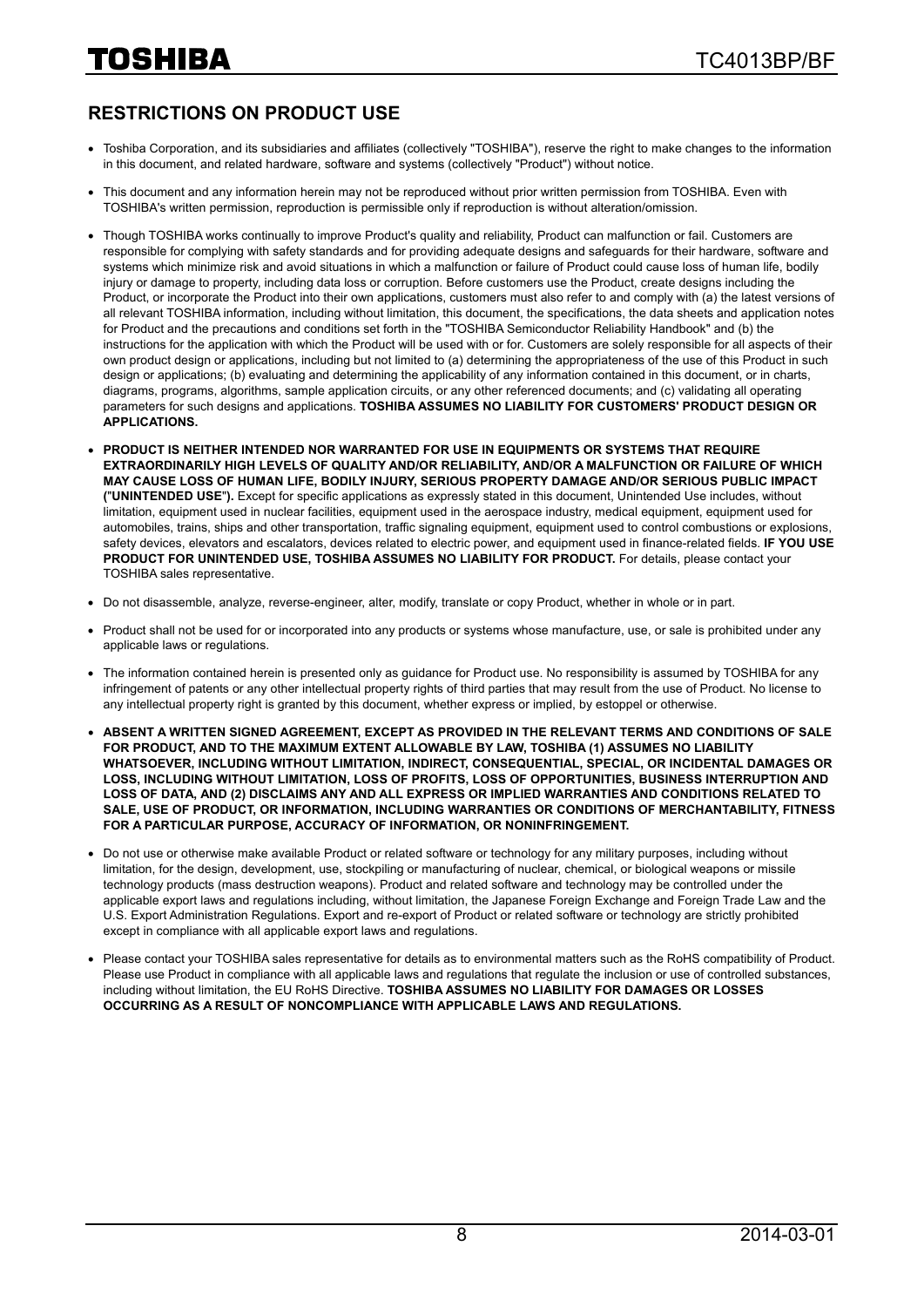## RESTRICTIONS ON PRODUCT USE

- Toshiba Corporation, and its subsidiaries and affiliates (collectively "TOSHIBA"), reserve the right to make changes to the information in this document, and related hardware, software and systems (collectively "Product") without notice.

- This document and any information herein may not be reproduced without prior written permission from TOSHIBA. Even with TOSHIBA's written permission, reproduction is permissible only if reproduction is without alteration/omission.

- Though TOSHIBA works continually to improve Product's quality and reliability, Product can malfunction or fail. Customers are responsible for complying with safety standards and for providing adequate designs and safeguards for their hardware, software and systems which minimize risk and avoid situations in which a malfunction or failure of Product could cause loss of human life, bodily injury or damage to property, including data loss or corruption. Before customers use the Product, create designs including the Product, or incorporate the Product into their own applications, customers must also refer to and comply with (a) the latest versions of all relevant TOSHIBA information, including without limitation, this document, the specifications, the data sheets and application notes for Product and the precautions and conditions set forth in the "TOSHIBA Semiconductor Reliability Handbook" and (b) the instructions for the application with which the Product will be used with or for. Customers are solely responsible for all aspects of their own product design or applications, including but not limited to (a) determining the appropriateness of the use of this Product in such design or applications; (b) evaluating and determining the applicability of any information contained in this document, or in charts, diagrams, programs, algorithms, sample application circuits, or any other referenced documents; and (c) validating all operating parameters for such designs and applications. **TOSHIBA ASSUMES NO LIABILITY FOR CUSTOMERS' PRODUCT DESIGN OR APPLICATIONS.**

- **PRODUCT IS NEITHER INTENDED NOR WARRANTED FOR USE IN EQUIPMENTS OR SYSTEMS THAT REQUIRE EXTRAORDINARILY HIGH LEVELS OF QUALITY AND/OR RELIABILITY, AND/OR A MALFUNCTION OR FAILURE OF WHICH MAY CAUSE LOSS OF HUMAN LIFE, BODILY INJURY, SERIOUS PROPERTY DAMAGE AND/OR SERIOUS PUBLIC IMPACT ("UNINTENDED USE").** Except for specific applications as expressly stated in this document, Unintended Use includes, without limitation, equipment used in nuclear facilities, equipment used in the aerospace industry, medical equipment, equipment used for automobiles, trains, ships and other transportation, traffic signaling equipment, equipment used to control combustions or explosions, safety devices, elevators and escalators, devices related to electric power, and equipment used in finance-related fields. **IF YOU USE PRODUCT FOR UNINTENDED USE, TOSHIBA ASSUMES NO LIABILITY FOR PRODUCT.** For details, please contact your TOSHIBA sales representative.

- Do not disassemble, analyze, reverse-engineer, alter, modify, translate or copy Product, whether in whole or in part.

- Product shall not be used for or incorporated into any products or systems whose manufacture, use, or sale is prohibited under any applicable laws or regulations.

- The information contained herein is presented only as guidance for Product use. No responsibility is assumed by TOSHIBA for any infringement of patents or any other intellectual property rights of third parties that may result from the use of Product. No license to any intellectual property right is granted by this document, whether express or implied, by estoppel or otherwise.

- **ABSENT A WRITTEN SIGNED AGREEMENT, EXCEPT AS PROVIDED IN THE RELEVANT TERMS AND CONDITIONS OF SALE FOR PRODUCT, AND TO THE MAXIMUM EXTENT ALLOWABLE BY LAW, TOSHIBA (1) ASSUMES NO LIABILITY WHATSOEVER, INCLUDING WITHOUT LIMITATION, INDIRECT, CONSEQUENTIAL, SPECIAL, OR INCIDENTAL DAMAGES OR LOSS, INCLUDING WITHOUT LIMITATION, LOSS OF PROFITS, LOSS OF OPPORTUNITIES, BUSINESS INTERRUPTION AND LOSS OF DATA, AND (2) DISCLAIMS ANY AND ALL EXPRESS OR IMPLIED WARRANTIES AND CONDITIONS RELATED TO SALE, USE OF PRODUCT, OR INFORMATION, INCLUDING WARRANTIES OR CONDITIONS OF MERCHANTABILITY, FITNESS FOR A PARTICULAR PURPOSE, ACCURACY OF INFORMATION, OR NONINFRINGEMENT.**

- Do not use or otherwise make available Product or related software or technology for any military purposes, including without limitation, for the design, development, use, stockpiling or manufacturing of nuclear, chemical, or biological weapons or missile technology products (mass destruction weapons). Product and related software and technology may be controlled under the applicable export laws and regulations including, without limitation, the Japanese Foreign Exchange and Foreign Trade Law and the U.S. Export Administration Regulations. Export and re-export of Product or related software or technology are strictly prohibited except in compliance with all applicable export laws and regulations.

- Please contact your TOSHIBA sales representative for details as to environmental matters such as the RoHS compatibility of Product. Please use Product in compliance with all applicable laws and regulations that regulate the inclusion or use of controlled substances, including without limitation, the EU RoHS Directive. **TOSHIBA ASSUMES NO LIABILITY FOR DAMAGES OR LOSSES OCCURRING AS A RESULT OF NONCOMPLIANCE WITH APPLICABLE LAWS AND REGULATIONS.**